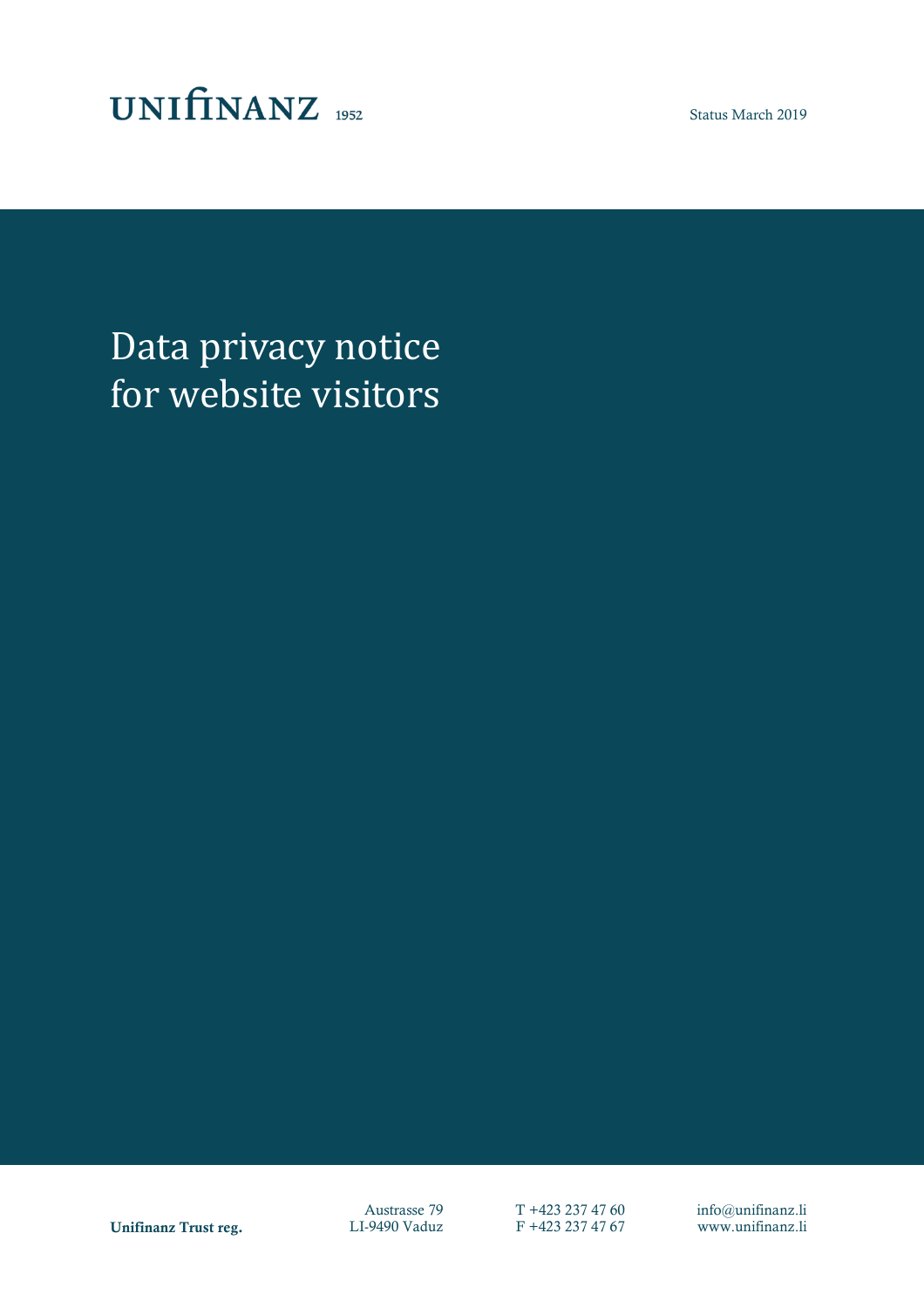UNIFINANZ 1952

Status March 2019

# Data privacy notice for website visitors

**Unifinanz Trust reg.**

Austrasse 79
LI-9490 Vaduz

T +423 237 47 60
F +423 237 47 67

info@unifinanz.li
www.unifinanz.li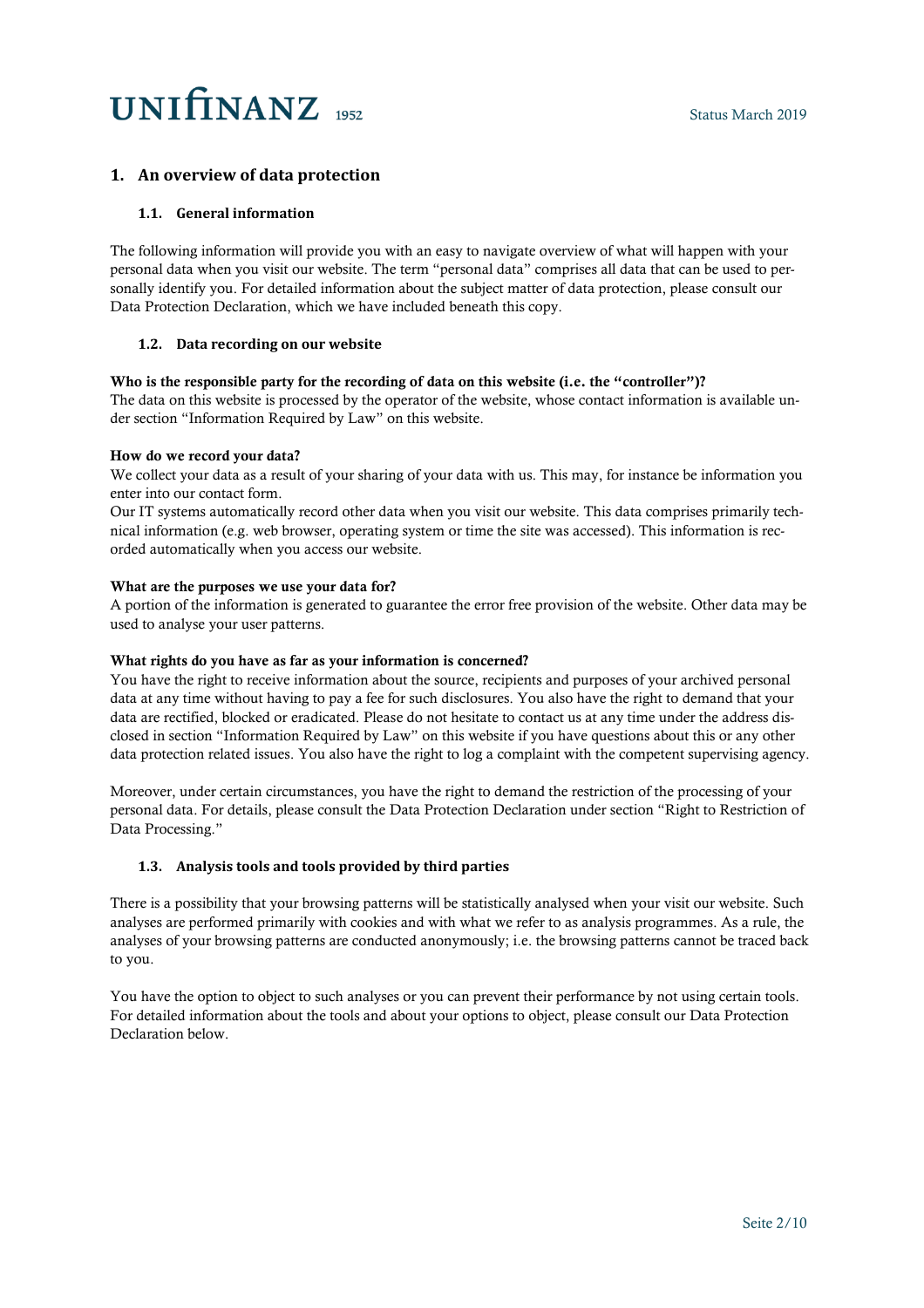# 1. An overview of data protection

## 1.1. General information

The following information will provide you with an easy to navigate overview of what will happen with your personal data when you visit our website. The term "personal data" comprises all data that can be used to personally identify you. For detailed information about the subject matter of data protection, please consult our Data Protection Declaration, which we have included beneath this copy.

## 1.2. Data recording on our website

**Who is the responsible party for the recording of data on this website (i.e. the "controller")?**
The data on this website is processed by the operator of the website, whose contact information is available under section "Information Required by Law" on this website.

**How do we record your data?**
We collect your data as a result of your sharing of your data with us. This may, for instance be information you enter into our contact form.
Our IT systems automatically record other data when you visit our website. This data comprises primarily technical information (e.g. web browser, operating system or time the site was accessed). This information is recorded automatically when you access our website.

**What are the purposes we use your data for?**
A portion of the information is generated to guarantee the error free provision of the website. Other data may be used to analyse your user patterns.

**What rights do you have as far as your information is concerned?**
You have the right to receive information about the source, recipients and purposes of your archived personal data at any time without having to pay a fee for such disclosures. You also have the right to demand that your data are rectified, blocked or eradicated. Please do not hesitate to contact us at any time under the address disclosed in section "Information Required by Law" on this website if you have questions about this or any other data protection related issues. You also have the right to log a complaint with the competent supervising agency.

Moreover, under certain circumstances, you have the right to demand the restriction of the processing of your personal data. For details, please consult the Data Protection Declaration under section "Right to Restriction of Data Processing."

## 1.3. Analysis tools and tools provided by third parties

There is a possibility that your browsing patterns will be statistically analysed when your visit our website. Such analyses are performed primarily with cookies and with what we refer to as analysis programmes. As a rule, the analyses of your browsing patterns are conducted anonymously; i.e. the browsing patterns cannot be traced back to you.

You have the option to object to such analyses or you can prevent their performance by not using certain tools. For detailed information about the tools and about your options to object, please consult our Data Protection Declaration below.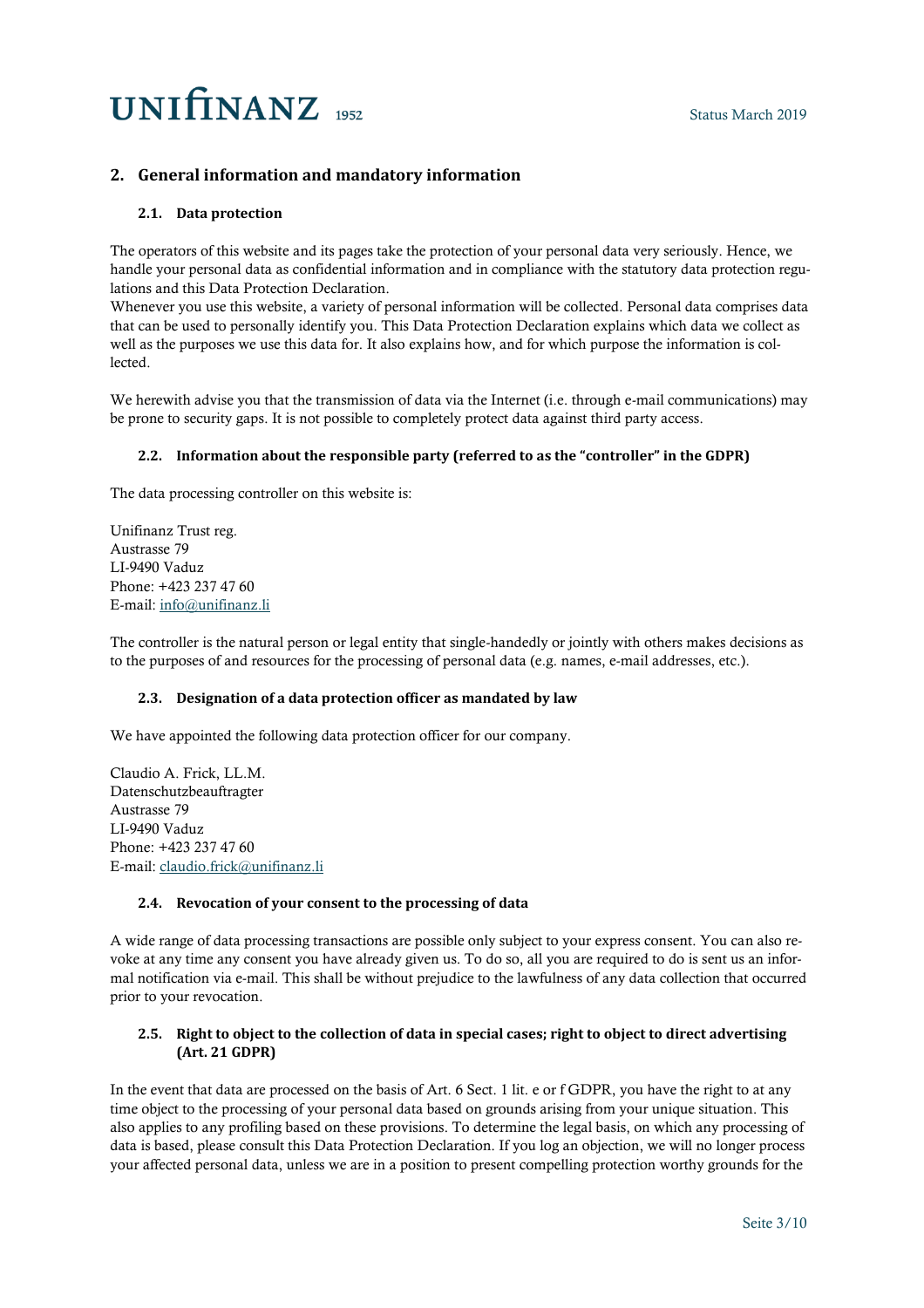## 2. General information and mandatory information

### 2.1. Data protection

The operators of this website and its pages take the protection of your personal data very seriously. Hence, we handle your personal data as confidential information and in compliance with the statutory data protection regulations and this Data Protection Declaration.
Whenever you use this website, a variety of personal information will be collected. Personal data comprises data that can be used to personally identify you. This Data Protection Declaration explains which data we collect as well as the purposes we use this data for. It also explains how, and for which purpose the information is collected.

We herewith advise you that the transmission of data via the Internet (i.e. through e-mail communications) may be prone to security gaps. It is not possible to completely protect data against third party access.

### 2.2. Information about the responsible party (referred to as the "controller" in the GDPR)

The data processing controller on this website is:

Unifinanz Trust reg.
Austrasse 79
LI-9490 Vaduz
Phone: +423 237 47 60
E-mail: info@unifinanz.li

The controller is the natural person or legal entity that single-handedly or jointly with others makes decisions as to the purposes of and resources for the processing of personal data (e.g. names, e-mail addresses, etc.).

### 2.3. Designation of a data protection officer as mandated by law

We have appointed the following data protection officer for our company.

Claudio A. Frick, LL.M.
Datenschutzbeauftragter
Austrasse 79
LI-9490 Vaduz
Phone: +423 237 47 60
E-mail: claudio.frick@unifinanz.li

### 2.4. Revocation of your consent to the processing of data

A wide range of data processing transactions are possible only subject to your express consent. You can also revoke at any time any consent you have already given us. To do so, all you are required to do is sent us an informal notification via e-mail. This shall be without prejudice to the lawfulness of any data collection that occurred prior to your revocation.

### 2.5. Right to object to the collection of data in special cases; right to object to direct advertising (Art. 21 GDPR)

In the event that data are processed on the basis of Art. 6 Sect. 1 lit. e or f GDPR, you have the right to at any time object to the processing of your personal data based on grounds arising from your unique situation. This also applies to any profiling based on these provisions. To determine the legal basis, on which any processing of data is based, please consult this Data Protection Declaration. If you log an objection, we will no longer process your affected personal data, unless we are in a position to present compelling protection worthy grounds for the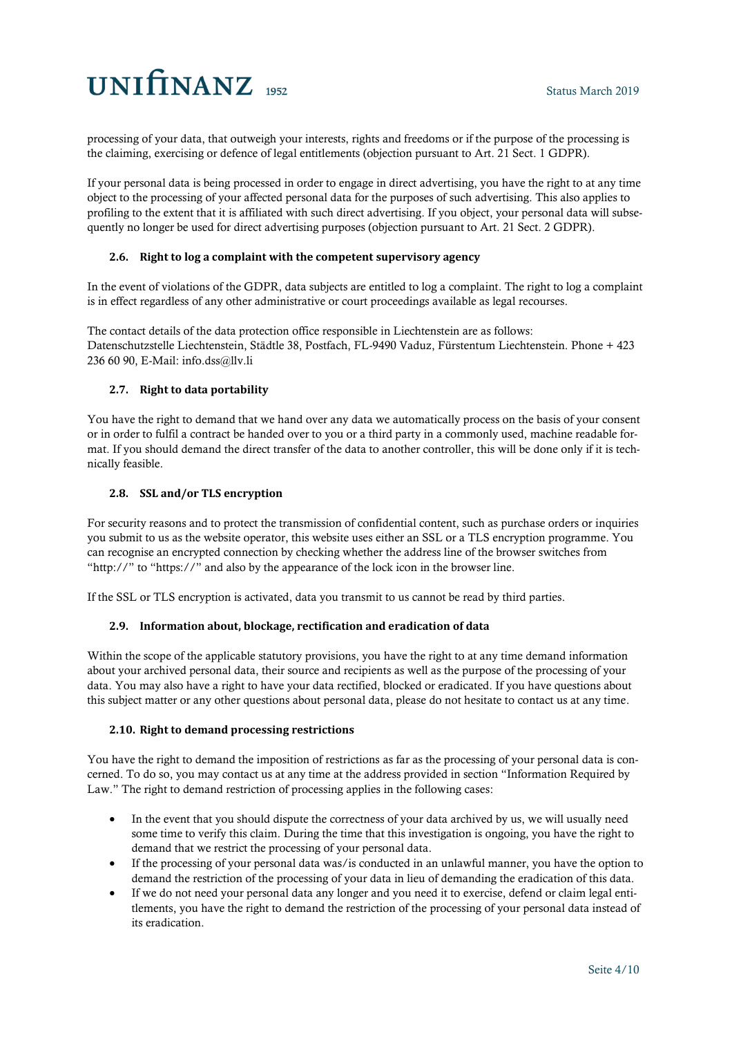processing of your data, that outweigh your interests, rights and freedoms or if the purpose of the processing is the claiming, exercising or defence of legal entitlements (objection pursuant to Art. 21 Sect. 1 GDPR).

If your personal data is being processed in order to engage in direct advertising, you have the right to at any time object to the processing of your affected personal data for the purposes of such advertising. This also applies to profiling to the extent that it is affiliated with such direct advertising. If you object, your personal data will subsequently no longer be used for direct advertising purposes (objection pursuant to Art. 21 Sect. 2 GDPR).

### 2.6. Right to log a complaint with the competent supervisory agency

In the event of violations of the GDPR, data subjects are entitled to log a complaint. The right to log a complaint is in effect regardless of any other administrative or court proceedings available as legal recourses.

The contact details of the data protection office responsible in Liechtenstein are as follows:
Datenschutzstelle Liechtenstein, Städtle 38, Postfach, FL-9490 Vaduz, Fürstentum Liechtenstein. Phone + 423 236 60 90, E-Mail: info.dss@llv.li

### 2.7. Right to data portability

You have the right to demand that we hand over any data we automatically process on the basis of your consent or in order to fulfil a contract be handed over to you or a third party in a commonly used, machine readable format. If you should demand the direct transfer of the data to another controller, this will be done only if it is technically feasible.

### 2.8. SSL and/or TLS encryption

For security reasons and to protect the transmission of confidential content, such as purchase orders or inquiries you submit to us as the website operator, this website uses either an SSL or a TLS encryption programme. You can recognise an encrypted connection by checking whether the address line of the browser switches from "http://" to "https://" and also by the appearance of the lock icon in the browser line.

If the SSL or TLS encryption is activated, data you transmit to us cannot be read by third parties.

### 2.9. Information about, blockage, rectification and eradication of data

Within the scope of the applicable statutory provisions, you have the right to at any time demand information about your archived personal data, their source and recipients as well as the purpose of the processing of your data. You may also have a right to have your data rectified, blocked or eradicated. If you have questions about this subject matter or any other questions about personal data, please do not hesitate to contact us at any time.

### 2.10. Right to demand processing restrictions

You have the right to demand the imposition of restrictions as far as the processing of your personal data is concerned. To do so, you may contact us at any time at the address provided in section "Information Required by Law." The right to demand restriction of processing applies in the following cases:

- In the event that you should dispute the correctness of your data archived by us, we will usually need some time to verify this claim. During the time that this investigation is ongoing, you have the right to demand that we restrict the processing of your personal data.
- If the processing of your personal data was/is conducted in an unlawful manner, you have the option to demand the restriction of the processing of your data in lieu of demanding the eradication of this data.
- If we do not need your personal data any longer and you need it to exercise, defend or claim legal entitlements, you have the right to demand the restriction of the processing of your personal data instead of its eradication.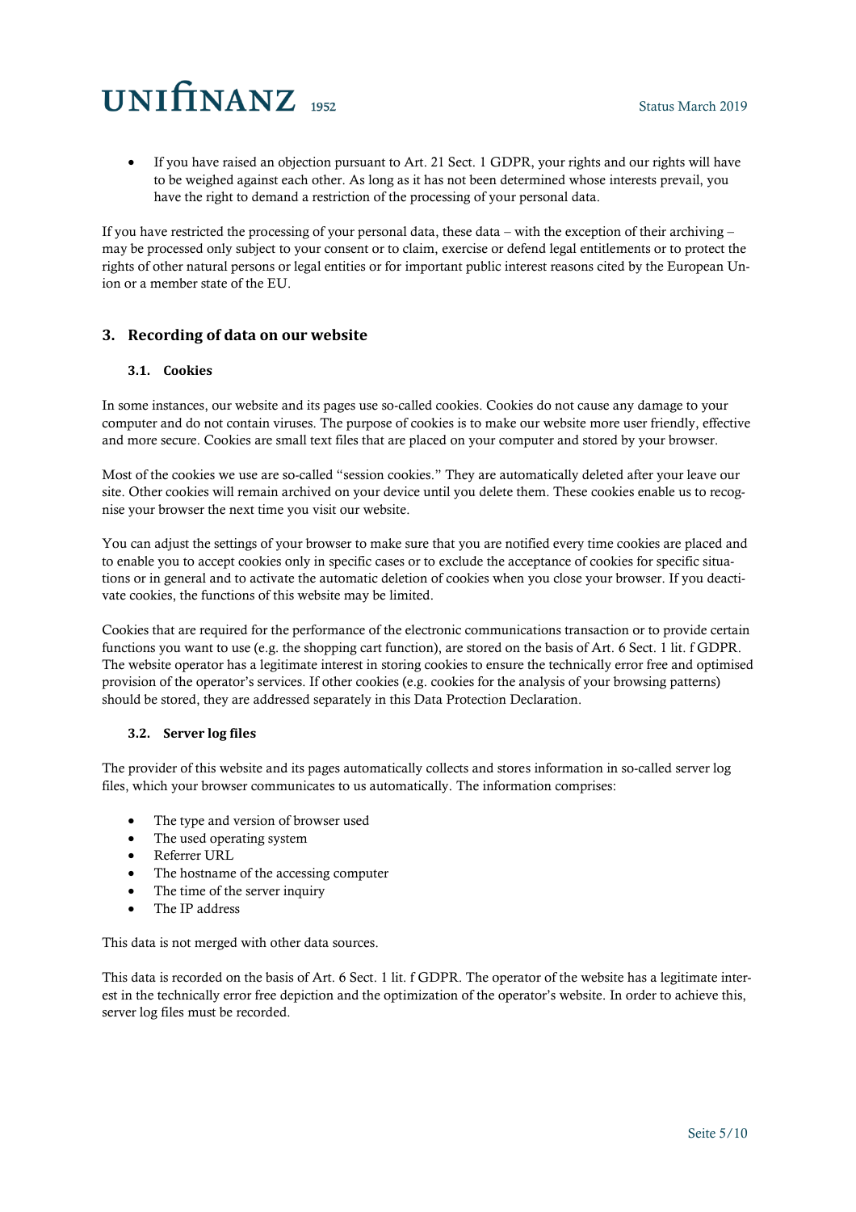- If you have raised an objection pursuant to Art. 21 Sect. 1 GDPR, your rights and our rights will have to be weighed against each other. As long as it has not been determined whose interests prevail, you have the right to demand a restriction of the processing of your personal data.

If you have restricted the processing of your personal data, these data – with the exception of their archiving – may be processed only subject to your consent or to claim, exercise or defend legal entitlements or to protect the rights of other natural persons or legal entities or for important public interest reasons cited by the European Union or a member state of the EU.

## 3. Recording of data on our website

### 3.1. Cookies

In some instances, our website and its pages use so-called cookies. Cookies do not cause any damage to your computer and do not contain viruses. The purpose of cookies is to make our website more user friendly, effective and more secure. Cookies are small text files that are placed on your computer and stored by your browser.

Most of the cookies we use are so-called "session cookies." They are automatically deleted after your leave our site. Other cookies will remain archived on your device until you delete them. These cookies enable us to recognise your browser the next time you visit our website.

You can adjust the settings of your browser to make sure that you are notified every time cookies are placed and to enable you to accept cookies only in specific cases or to exclude the acceptance of cookies for specific situations or in general and to activate the automatic deletion of cookies when you close your browser. If you deactivate cookies, the functions of this website may be limited.

Cookies that are required for the performance of the electronic communications transaction or to provide certain functions you want to use (e.g. the shopping cart function), are stored on the basis of Art. 6 Sect. 1 lit. f GDPR. The website operator has a legitimate interest in storing cookies to ensure the technically error free and optimised provision of the operator's services. If other cookies (e.g. cookies for the analysis of your browsing patterns) should be stored, they are addressed separately in this Data Protection Declaration.

### 3.2. Server log files

The provider of this website and its pages automatically collects and stores information in so-called server log files, which your browser communicates to us automatically. The information comprises:

- The type and version of browser used
- The used operating system
- Referrer URL
- The hostname of the accessing computer
- The time of the server inquiry
- The IP address

This data is not merged with other data sources.

This data is recorded on the basis of Art. 6 Sect. 1 lit. f GDPR. The operator of the website has a legitimate interest in the technically error free depiction and the optimization of the operator's website. In order to achieve this, server log files must be recorded.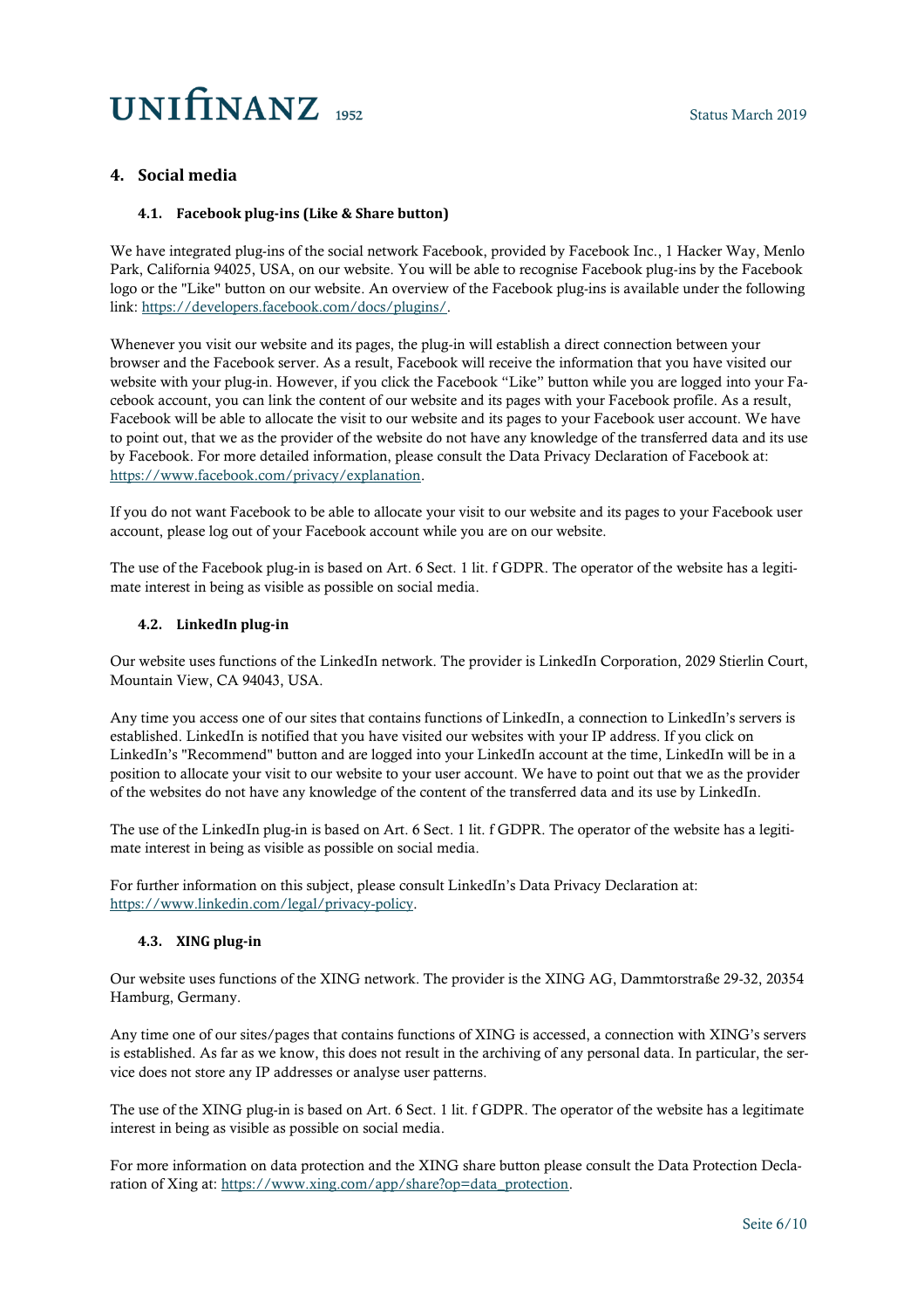## 4. Social media

### 4.1. Facebook plug-ins (Like & Share button)

We have integrated plug-ins of the social network Facebook, provided by Facebook Inc., 1 Hacker Way, Menlo Park, California 94025, USA, on our website. You will be able to recognise Facebook plug-ins by the Facebook logo or the "Like" button on our website. An overview of the Facebook plug-ins is available under the following link: https://developers.facebook.com/docs/plugins/.

Whenever you visit our website and its pages, the plug-in will establish a direct connection between your browser and the Facebook server. As a result, Facebook will receive the information that you have visited our website with your plug-in. However, if you click the Facebook "Like" button while you are logged into your Facebook account, you can link the content of our website and its pages with your Facebook profile. As a result, Facebook will be able to allocate the visit to our website and its pages to your Facebook user account. We have to point out, that we as the provider of the website do not have any knowledge of the transferred data and its use by Facebook. For more detailed information, please consult the Data Privacy Declaration of Facebook at: https://www.facebook.com/privacy/explanation.

If you do not want Facebook to be able to allocate your visit to our website and its pages to your Facebook user account, please log out of your Facebook account while you are on our website.

The use of the Facebook plug-in is based on Art. 6 Sect. 1 lit. f GDPR. The operator of the website has a legitimate interest in being as visible as possible on social media.

### 4.2. LinkedIn plug-in

Our website uses functions of the LinkedIn network. The provider is LinkedIn Corporation, 2029 Stierlin Court, Mountain View, CA 94043, USA.

Any time you access one of our sites that contains functions of LinkedIn, a connection to LinkedIn's servers is established. LinkedIn is notified that you have visited our websites with your IP address. If you click on LinkedIn's "Recommend" button and are logged into your LinkedIn account at the time, LinkedIn will be in a position to allocate your visit to our website to your user account. We have to point out that we as the provider of the websites do not have any knowledge of the content of the transferred data and its use by LinkedIn.

The use of the LinkedIn plug-in is based on Art. 6 Sect. 1 lit. f GDPR. The operator of the website has a legitimate interest in being as visible as possible on social media.

For further information on this subject, please consult LinkedIn's Data Privacy Declaration at: https://www.linkedin.com/legal/privacy-policy.

### 4.3. XING plug-in

Our website uses functions of the XING network. The provider is the XING AG, Dammtorstraße 29-32, 20354 Hamburg, Germany.

Any time one of our sites/pages that contains functions of XING is accessed, a connection with XING's servers is established. As far as we know, this does not result in the archiving of any personal data. In particular, the service does not store any IP addresses or analyse user patterns.

The use of the XING plug-in is based on Art. 6 Sect. 1 lit. f GDPR. The operator of the website has a legitimate interest in being as visible as possible on social media.

For more information on data protection and the XING share button please consult the Data Protection Declaration of Xing at: https://www.xing.com/app/share?op=data_protection.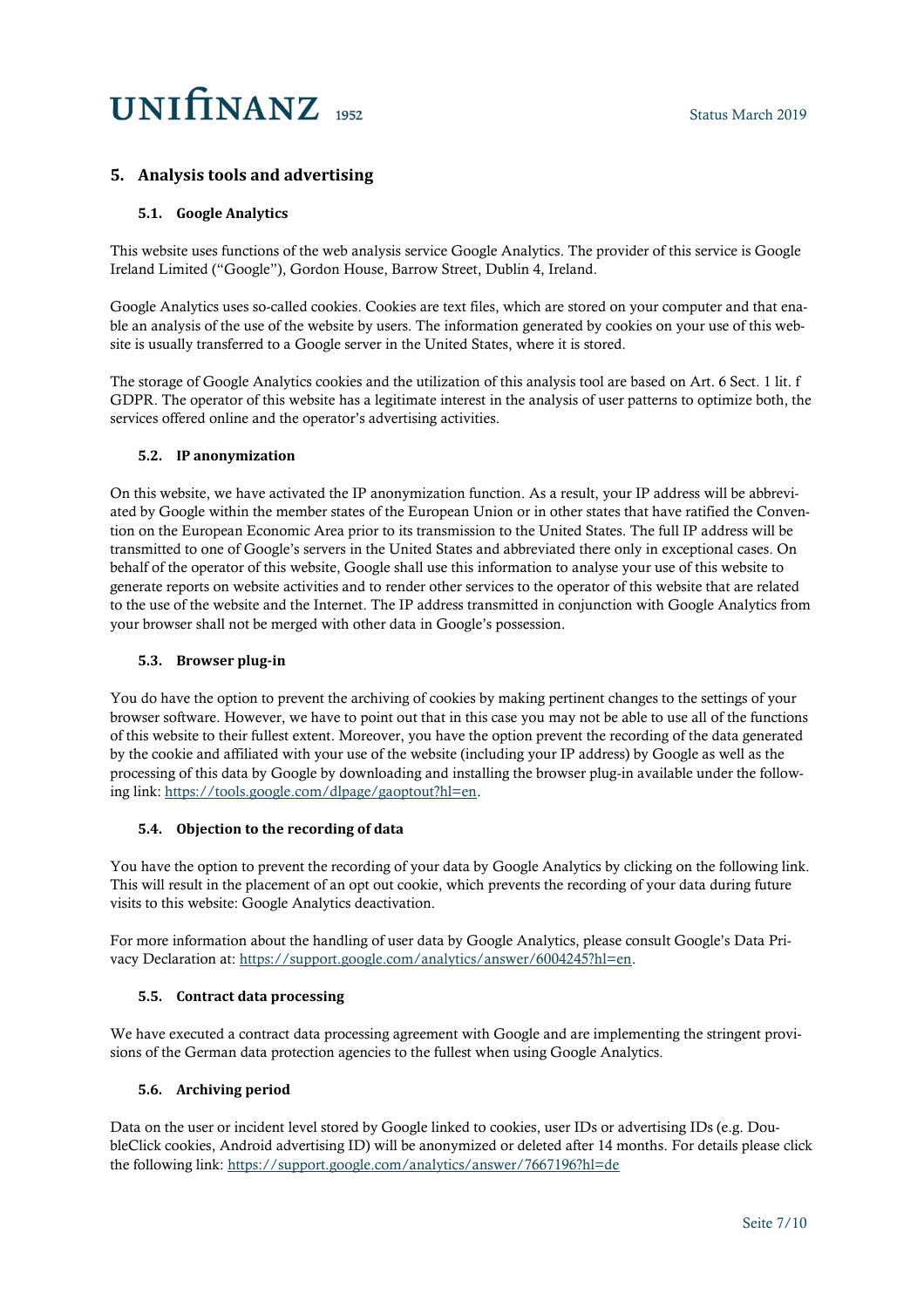## 5. Analysis tools and advertising

### 5.1. Google Analytics

This website uses functions of the web analysis service Google Analytics. The provider of this service is Google Ireland Limited ("Google"), Gordon House, Barrow Street, Dublin 4, Ireland.

Google Analytics uses so-called cookies. Cookies are text files, which are stored on your computer and that enable an analysis of the use of the website by users. The information generated by cookies on your use of this website is usually transferred to a Google server in the United States, where it is stored.

The storage of Google Analytics cookies and the utilization of this analysis tool are based on Art. 6 Sect. 1 lit. f GDPR. The operator of this website has a legitimate interest in the analysis of user patterns to optimize both, the services offered online and the operator's advertising activities.

### 5.2. IP anonymization

On this website, we have activated the IP anonymization function. As a result, your IP address will be abbreviated by Google within the member states of the European Union or in other states that have ratified the Convention on the European Economic Area prior to its transmission to the United States. The full IP address will be transmitted to one of Google's servers in the United States and abbreviated there only in exceptional cases. On behalf of the operator of this website, Google shall use this information to analyse your use of this website to generate reports on website activities and to render other services to the operator of this website that are related to the use of the website and the Internet. The IP address transmitted in conjunction with Google Analytics from your browser shall not be merged with other data in Google's possession.

### 5.3. Browser plug-in

You do have the option to prevent the archiving of cookies by making pertinent changes to the settings of your browser software. However, we have to point out that in this case you may not be able to use all of the functions of this website to their fullest extent. Moreover, you have the option prevent the recording of the data generated by the cookie and affiliated with your use of the website (including your IP address) by Google as well as the processing of this data by Google by downloading and installing the browser plug-in available under the following link: https://tools.google.com/dlpage/gaoptout?hl=en.

### 5.4. Objection to the recording of data

You have the option to prevent the recording of your data by Google Analytics by clicking on the following link. This will result in the placement of an opt out cookie, which prevents the recording of your data during future visits to this website: Google Analytics deactivation.

For more information about the handling of user data by Google Analytics, please consult Google's Data Privacy Declaration at: https://support.google.com/analytics/answer/6004245?hl=en.

### 5.5. Contract data processing

We have executed a contract data processing agreement with Google and are implementing the stringent provisions of the German data protection agencies to the fullest when using Google Analytics.

### 5.6. Archiving period

Data on the user or incident level stored by Google linked to cookies, user IDs or advertising IDs (e.g. DoubleClick cookies, Android advertising ID) will be anonymized or deleted after 14 months. For details please click the following link: https://support.google.com/analytics/answer/7667196?hl=de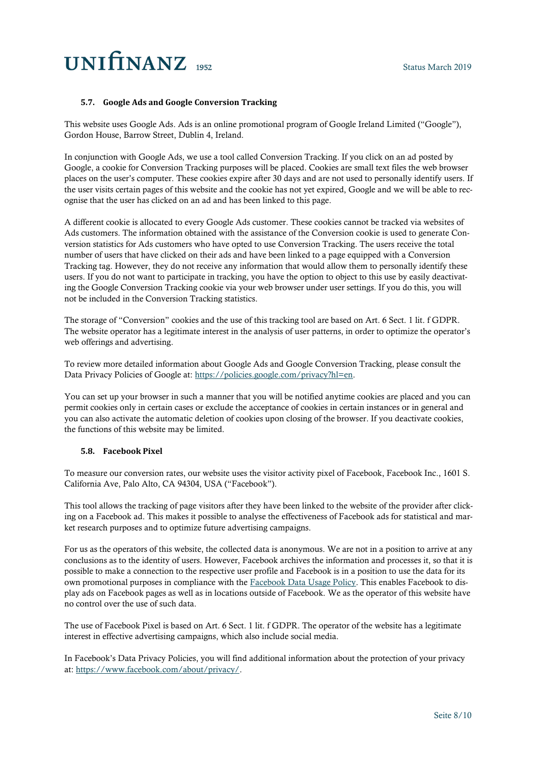### 5.7. Google Ads and Google Conversion Tracking

This website uses Google Ads. Ads is an online promotional program of Google Ireland Limited ("Google"), Gordon House, Barrow Street, Dublin 4, Ireland.

In conjunction with Google Ads, we use a tool called Conversion Tracking. If you click on an ad posted by Google, a cookie for Conversion Tracking purposes will be placed. Cookies are small text files the web browser places on the user's computer. These cookies expire after 30 days and are not used to personally identify users. If the user visits certain pages of this website and the cookie has not yet expired, Google and we will be able to recognise that the user has clicked on an ad and has been linked to this page.

A different cookie is allocated to every Google Ads customer. These cookies cannot be tracked via websites of Ads customers. The information obtained with the assistance of the Conversion cookie is used to generate Conversion statistics for Ads customers who have opted to use Conversion Tracking. The users receive the total number of users that have clicked on their ads and have been linked to a page equipped with a Conversion Tracking tag. However, they do not receive any information that would allow them to personally identify these users. If you do not want to participate in tracking, you have the option to object to this use by easily deactivating the Google Conversion Tracking cookie via your web browser under user settings. If you do this, you will not be included in the Conversion Tracking statistics.

The storage of "Conversion" cookies and the use of this tracking tool are based on Art. 6 Sect. 1 lit. f GDPR. The website operator has a legitimate interest in the analysis of user patterns, in order to optimize the operator's web offerings and advertising.

To review more detailed information about Google Ads and Google Conversion Tracking, please consult the Data Privacy Policies of Google at: [https://policies.google.com/privacy?hl=en](https://policies.google.com/privacy?hl=en).

You can set up your browser in such a manner that you will be notified anytime cookies are placed and you can permit cookies only in certain cases or exclude the acceptance of cookies in certain instances or in general and you can also activate the automatic deletion of cookies upon closing of the browser. If you deactivate cookies, the functions of this website may be limited.

### 5.8. Facebook Pixel

To measure our conversion rates, our website uses the visitor activity pixel of Facebook, Facebook Inc., 1601 S. California Ave, Palo Alto, CA 94304, USA ("Facebook").

This tool allows the tracking of page visitors after they have been linked to the website of the provider after clicking on a Facebook ad. This makes it possible to analyse the effectiveness of Facebook ads for statistical and market research purposes and to optimize future advertising campaigns.

For us as the operators of this website, the collected data is anonymous. We are not in a position to arrive at any conclusions as to the identity of users. However, Facebook archives the information and processes it, so that it is possible to make a connection to the respective user profile and Facebook is in a position to use the data for its own promotional purposes in compliance with the Facebook Data Usage Policy. This enables Facebook to display ads on Facebook pages as well as in locations outside of Facebook. We as the operator of this website have no control over the use of such data.

The use of Facebook Pixel is based on Art. 6 Sect. 1 lit. f GDPR. The operator of the website has a legitimate interest in effective advertising campaigns, which also include social media.

In Facebook's Data Privacy Policies, you will find additional information about the protection of your privacy at: [https://www.facebook.com/about/privacy/](https://www.facebook.com/about/privacy/).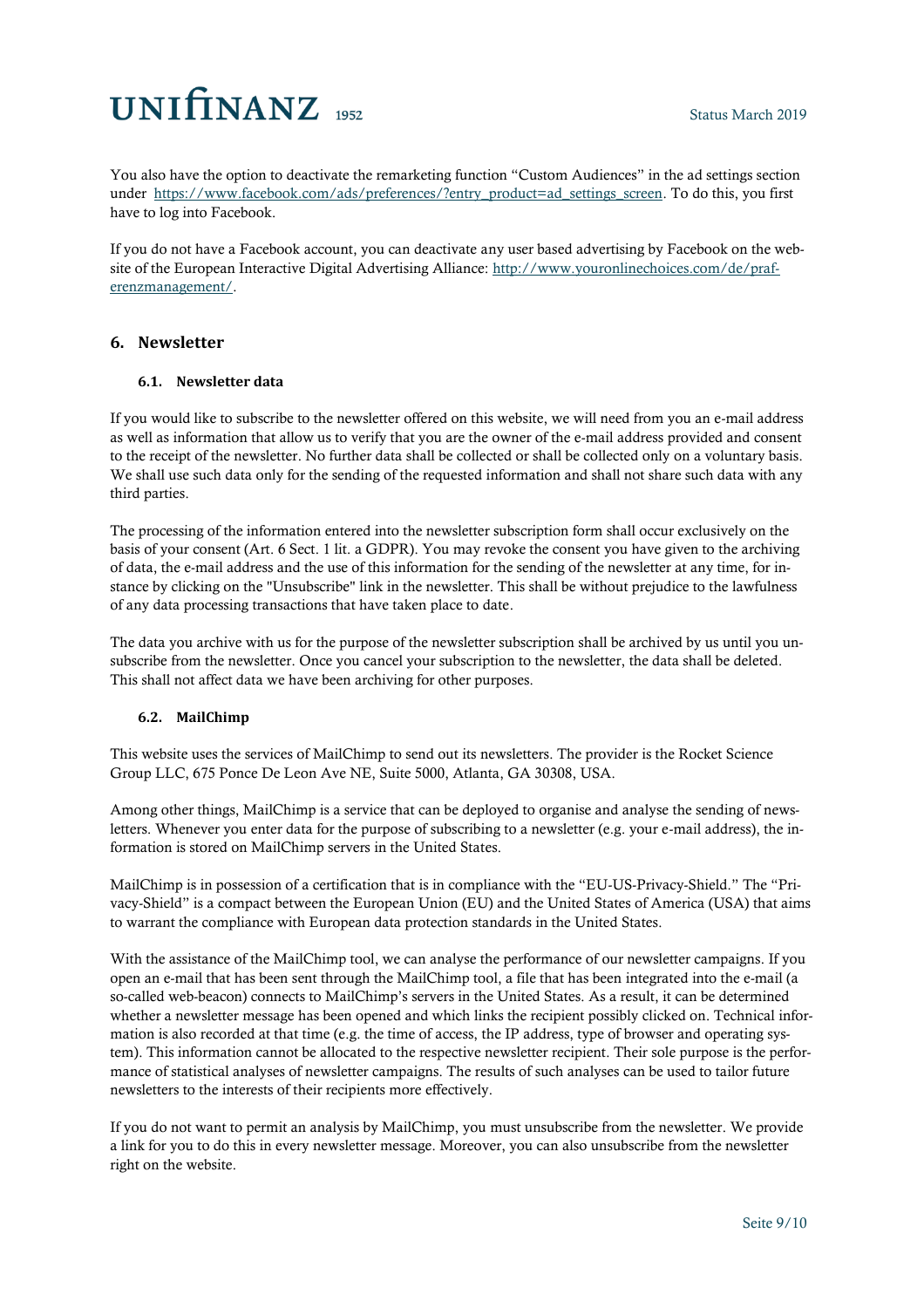You also have the option to deactivate the remarketing function "Custom Audiences" in the ad settings section under [https://www.facebook.com/ads/preferences/?entry_product=ad_settings_screen](https://www.facebook.com/ads/preferences/?entry_product=ad_settings_screen). To do this, you first have to log into Facebook.

If you do not have a Facebook account, you can deactivate any user based advertising by Facebook on the website of the European Interactive Digital Advertising Alliance: [http://www.youronlinechoices.com/de/praferenzmanagement/](http://www.youronlinechoices.com/de/praferenzmanagement/).

## 6. Newsletter

### 6.1. Newsletter data

If you would like to subscribe to the newsletter offered on this website, we will need from you an e-mail address as well as information that allow us to verify that you are the owner of the e-mail address provided and consent to the receipt of the newsletter. No further data shall be collected or shall be collected only on a voluntary basis. We shall use such data only for the sending of the requested information and shall not share such data with any third parties.

The processing of the information entered into the newsletter subscription form shall occur exclusively on the basis of your consent (Art. 6 Sect. 1 lit. a GDPR). You may revoke the consent you have given to the archiving of data, the e-mail address and the use of this information for the sending of the newsletter at any time, for instance by clicking on the "Unsubscribe" link in the newsletter. This shall be without prejudice to the lawfulness of any data processing transactions that have taken place to date.

The data you archive with us for the purpose of the newsletter subscription shall be archived by us until you unsubscribe from the newsletter. Once you cancel your subscription to the newsletter, the data shall be deleted. This shall not affect data we have been archiving for other purposes.

### 6.2. MailChimp

This website uses the services of MailChimp to send out its newsletters. The provider is the Rocket Science Group LLC, 675 Ponce De Leon Ave NE, Suite 5000, Atlanta, GA 30308, USA.

Among other things, MailChimp is a service that can be deployed to organise and analyse the sending of newsletters. Whenever you enter data for the purpose of subscribing to a newsletter (e.g. your e-mail address), the information is stored on MailChimp servers in the United States.

MailChimp is in possession of a certification that is in compliance with the "EU-US-Privacy-Shield." The "Privacy-Shield" is a compact between the European Union (EU) and the United States of America (USA) that aims to warrant the compliance with European data protection standards in the United States.

With the assistance of the MailChimp tool, we can analyse the performance of our newsletter campaigns. If you open an e-mail that has been sent through the MailChimp tool, a file that has been integrated into the e-mail (a so-called web-beacon) connects to MailChimp's servers in the United States. As a result, it can be determined whether a newsletter message has been opened and which links the recipient possibly clicked on. Technical information is also recorded at that time (e.g. the time of access, the IP address, type of browser and operating system). This information cannot be allocated to the respective newsletter recipient. Their sole purpose is the performance of statistical analyses of newsletter campaigns. The results of such analyses can be used to tailor future newsletters to the interests of their recipients more effectively.

If you do not want to permit an analysis by MailChimp, you must unsubscribe from the newsletter. We provide a link for you to do this in every newsletter message. Moreover, you can also unsubscribe from the newsletter right on the website.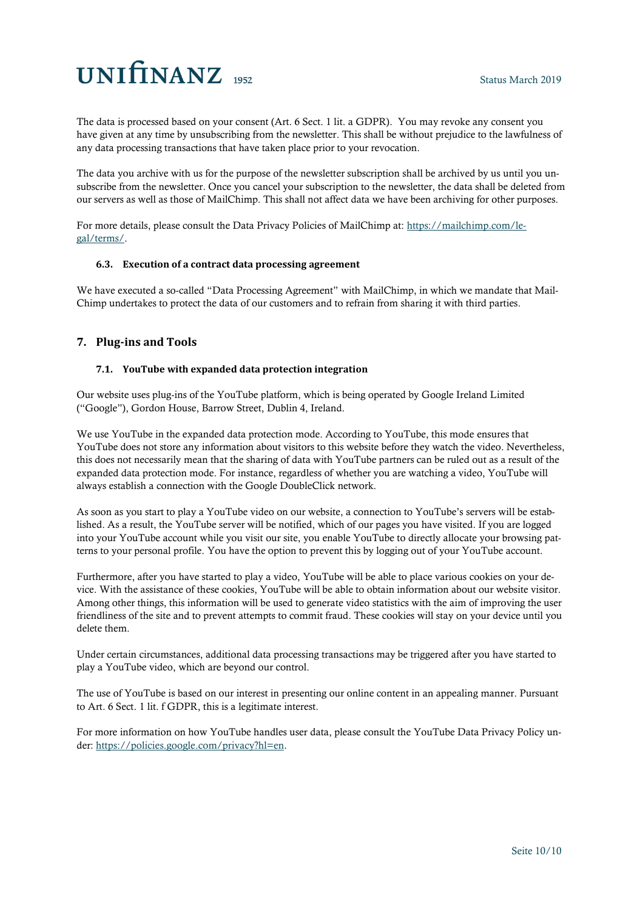The data is processed based on your consent (Art. 6 Sect. 1 lit. a GDPR). You may revoke any consent you have given at any time by unsubscribing from the newsletter. This shall be without prejudice to the lawfulness of any data processing transactions that have taken place prior to your revocation.

The data you archive with us for the purpose of the newsletter subscription shall be archived by us until you unsubscribe from the newsletter. Once you cancel your subscription to the newsletter, the data shall be deleted from our servers as well as those of MailChimp. This shall not affect data we have been archiving for other purposes.

For more details, please consult the Data Privacy Policies of MailChimp at: https://mailchimp.com/legal/terms/.

### 6.3. Execution of a contract data processing agreement

We have executed a so-called "Data Processing Agreement" with MailChimp, in which we mandate that MailChimp undertakes to protect the data of our customers and to refrain from sharing it with third parties.

## 7. Plug-ins and Tools

### 7.1. YouTube with expanded data protection integration

Our website uses plug-ins of the YouTube platform, which is being operated by Google Ireland Limited ("Google"), Gordon House, Barrow Street, Dublin 4, Ireland.

We use YouTube in the expanded data protection mode. According to YouTube, this mode ensures that YouTube does not store any information about visitors to this website before they watch the video. Nevertheless, this does not necessarily mean that the sharing of data with YouTube partners can be ruled out as a result of the expanded data protection mode. For instance, regardless of whether you are watching a video, YouTube will always establish a connection with the Google DoubleClick network.

As soon as you start to play a YouTube video on our website, a connection to YouTube's servers will be established. As a result, the YouTube server will be notified, which of our pages you have visited. If you are logged into your YouTube account while you visit our site, you enable YouTube to directly allocate your browsing patterns to your personal profile. You have the option to prevent this by logging out of your YouTube account.

Furthermore, after you have started to play a video, YouTube will be able to place various cookies on your device. With the assistance of these cookies, YouTube will be able to obtain information about our website visitor. Among other things, this information will be used to generate video statistics with the aim of improving the user friendliness of the site and to prevent attempts to commit fraud. These cookies will stay on your device until you delete them.

Under certain circumstances, additional data processing transactions may be triggered after you have started to play a YouTube video, which are beyond our control.

The use of YouTube is based on our interest in presenting our online content in an appealing manner. Pursuant to Art. 6 Sect. 1 lit. f GDPR, this is a legitimate interest.

For more information on how YouTube handles user data, please consult the YouTube Data Privacy Policy under: https://policies.google.com/privacy?hl=en.